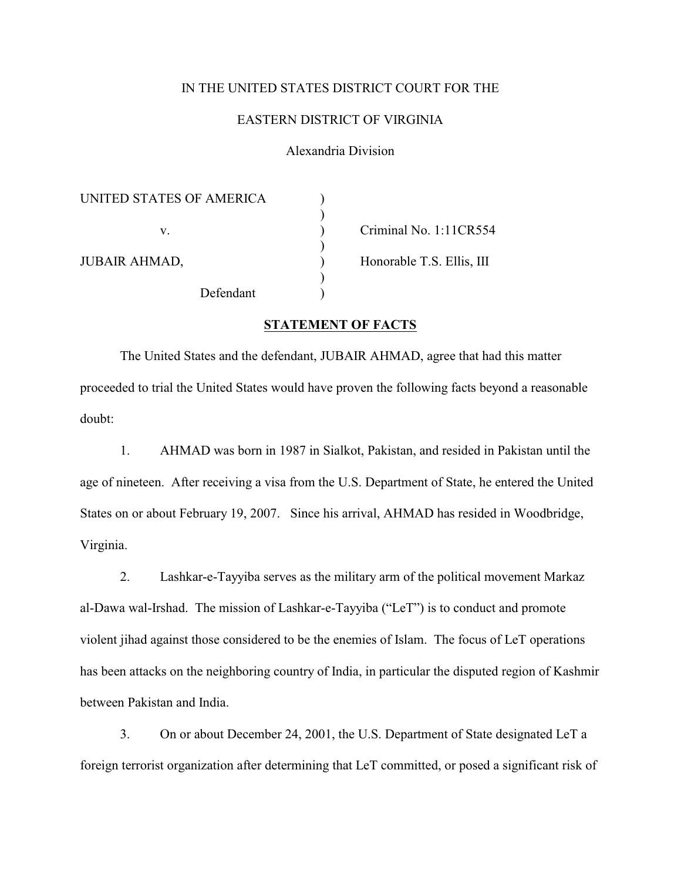IN THE UNITED STATES DISTRICT COURT FOR THE

EASTERN DISTRICT OF VIRGINIA

Alexandria Division

| | | |
|---|---|---|
| UNITED STATES OF AMERICA | ) | |
| | ) | |
| v. | ) | Criminal No. 1:11CR554 |
| | ) | |
| JUBAIR AHMAD, | ) | Honorable T.S. Ellis, III |
| | ) | |
| Defendant | ) | |

**STATEMENT OF FACTS**

The United States and the defendant, JUBAIR AHMAD, agree that had this matter proceeded to trial the United States would have proven the following facts beyond a reasonable doubt:

1. AHMAD was born in 1987 in Sialkot, Pakistan, and resided in Pakistan until the age of nineteen. After receiving a visa from the U.S. Department of State, he entered the United States on or about February 19, 2007. Since his arrival, AHMAD has resided in Woodbridge, Virginia.

2. Lashkar-e-Tayyiba serves as the military arm of the political movement Markaz al-Dawa wal-Irshad. The mission of Lashkar-e-Tayyiba ("LeT") is to conduct and promote violent jihad against those considered to be the enemies of Islam. The focus of LeT operations has been attacks on the neighboring country of India, in particular the disputed region of Kashmir between Pakistan and India.

3. On or about December 24, 2001, the U.S. Department of State designated LeT a foreign terrorist organization after determining that LeT committed, or posed a significant risk of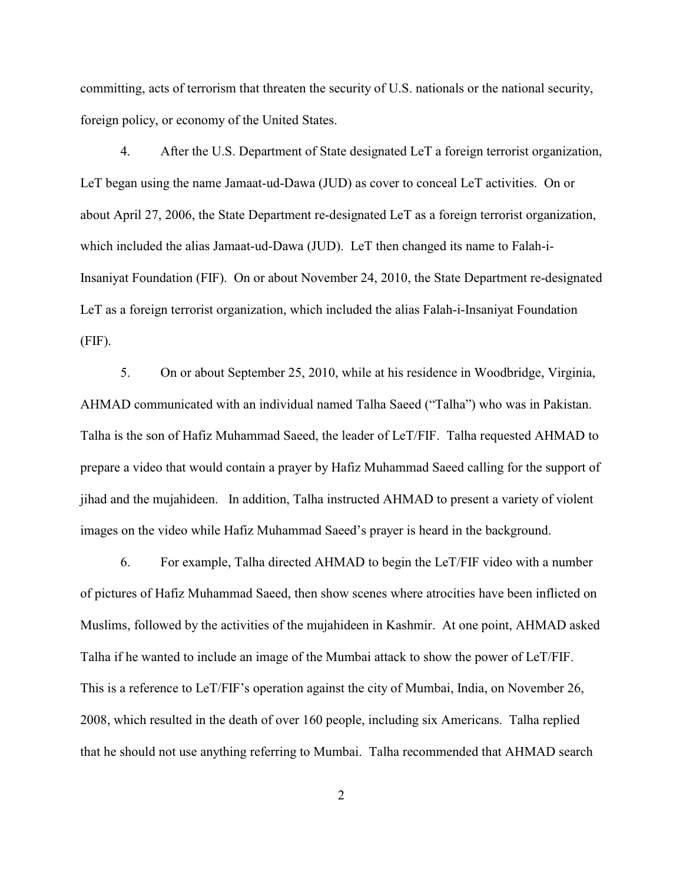committing, acts of terrorism that threaten the security of U.S. nationals or the national security, foreign policy, or economy of the United States.

4. After the U.S. Department of State designated LeT a foreign terrorist organization, LeT began using the name Jamaat-ud-Dawa (JUD) as cover to conceal LeT activities. On or about April 27, 2006, the State Department re-designated LeT as a foreign terrorist organization, which included the alias Jamaat-ud-Dawa (JUD). LeT then changed its name to Falah-i-Insaniyat Foundation (FIF). On or about November 24, 2010, the State Department re-designated LeT as a foreign terrorist organization, which included the alias Falah-i-Insaniyat Foundation (FIF).

5. On or about September 25, 2010, while at his residence in Woodbridge, Virginia, AHMAD communicated with an individual named Talha Saeed ("Talha") who was in Pakistan. Talha is the son of Hafiz Muhammad Saeed, the leader of LeT/FIF. Talha requested AHMAD to prepare a video that would contain a prayer by Hafiz Muhammad Saeed calling for the support of jihad and the mujahideen. In addition, Talha instructed AHMAD to present a variety of violent images on the video while Hafiz Muhammad Saeed's prayer is heard in the background.

6. For example, Talha directed AHMAD to begin the LeT/FIF video with a number of pictures of Hafiz Muhammad Saeed, then show scenes where atrocities have been inflicted on Muslims, followed by the activities of the mujahideen in Kashmir. At one point, AHMAD asked Talha if he wanted to include an image of the Mumbai attack to show the power of LeT/FIF. This is a reference to LeT/FIF's operation against the city of Mumbai, India, on November 26, 2008, which resulted in the death of over 160 people, including six Americans. Talha replied that he should not use anything referring to Mumbai. Talha recommended that AHMAD search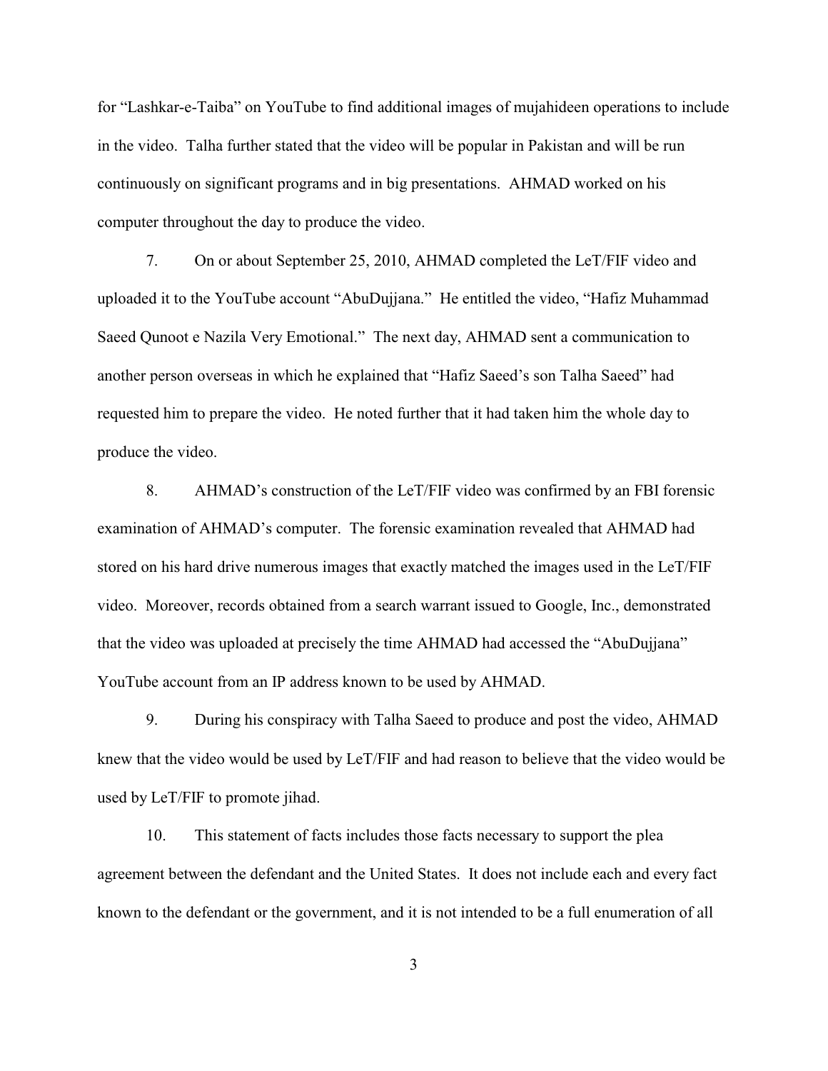for "Lashkar-e-Taiba" on YouTube to find additional images of mujahideen operations to include in the video. Talha further stated that the video will be popular in Pakistan and will be run continuously on significant programs and in big presentations. AHMAD worked on his computer throughout the day to produce the video.

7. On or about September 25, 2010, AHMAD completed the LeT/FIF video and uploaded it to the YouTube account "AbuDujjana." He entitled the video, "Hafiz Muhammad Saeed Qunoot e Nazila Very Emotional." The next day, AHMAD sent a communication to another person overseas in which he explained that "Hafiz Saeed's son Talha Saeed" had requested him to prepare the video. He noted further that it had taken him the whole day to produce the video.

8. AHMAD's construction of the LeT/FIF video was confirmed by an FBI forensic examination of AHMAD's computer. The forensic examination revealed that AHMAD had stored on his hard drive numerous images that exactly matched the images used in the LeT/FIF video. Moreover, records obtained from a search warrant issued to Google, Inc., demonstrated that the video was uploaded at precisely the time AHMAD had accessed the "AbuDujjana" YouTube account from an IP address known to be used by AHMAD.

9. During his conspiracy with Talha Saeed to produce and post the video, AHMAD knew that the video would be used by LeT/FIF and had reason to believe that the video would be used by LeT/FIF to promote jihad.

10. This statement of facts includes those facts necessary to support the plea agreement between the defendant and the United States. It does not include each and every fact known to the defendant or the government, and it is not intended to be a full enumeration of all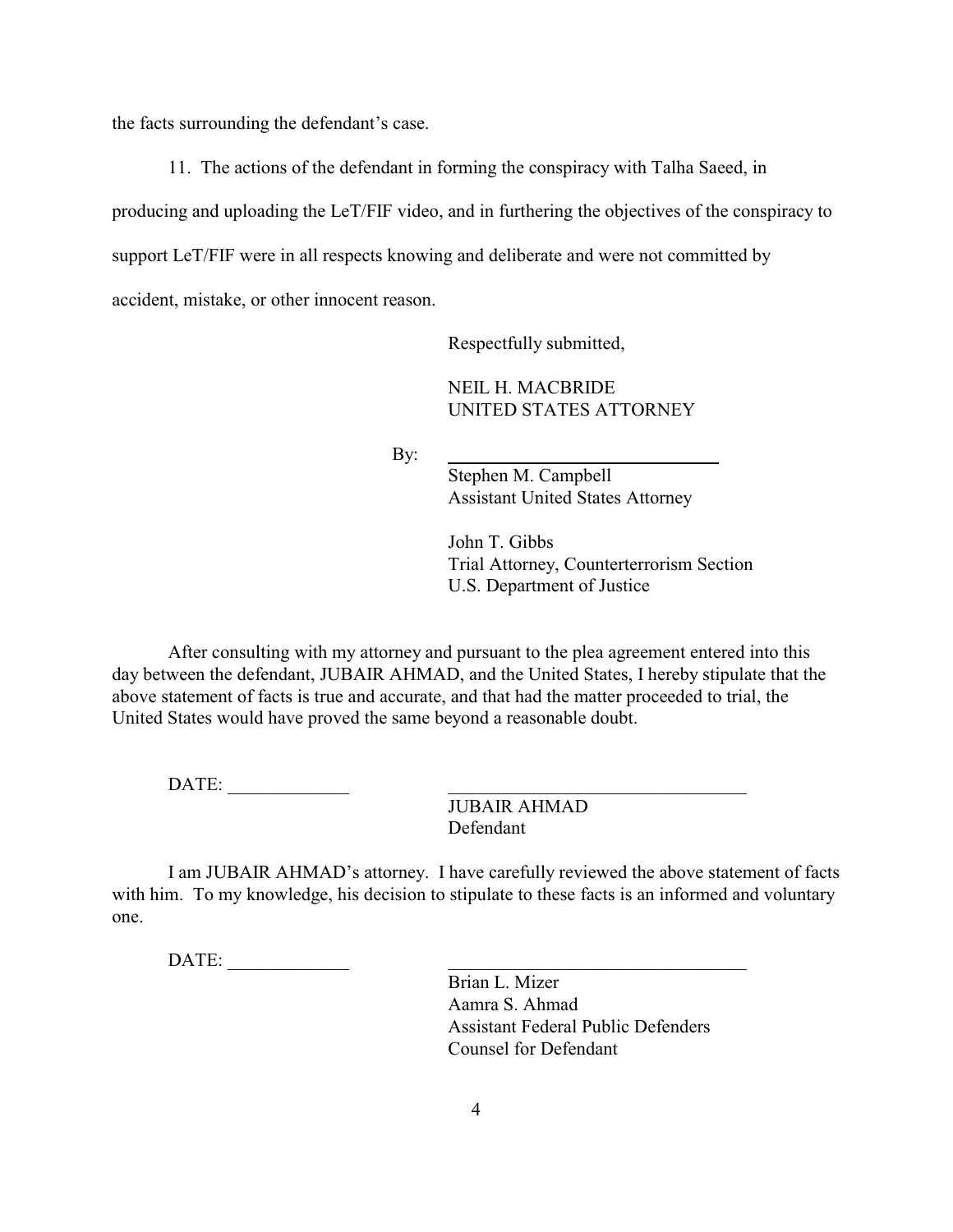the facts surrounding the defendant's case.

11. The actions of the defendant in forming the conspiracy with Talha Saeed, in producing and uploading the LeT/FIF video, and in furthering the objectives of the conspiracy to support LeT/FIF were in all respects knowing and deliberate and were not committed by accident, mistake, or other innocent reason.

Respectfully submitted,

NEIL H. MACBRIDE
UNITED STATES ATTORNEY

By: ______________________________

Stephen M. Campbell
Assistant United States Attorney

John T. Gibbs
Trial Attorney, Counterterrorism Section
U.S. Department of Justice

After consulting with my attorney and pursuant to the plea agreement entered into this day between the defendant, JUBAIR AHMAD, and the United States, I hereby stipulate that the above statement of facts is true and accurate, and that had the matter proceeded to trial, the United States would have proved the same beyond a reasonable doubt.

DATE: _____________ ________________________________

JUBAIR AHMAD
Defendant

I am JUBAIR AHMAD's attorney. I have carefully reviewed the above statement of facts with him. To my knowledge, his decision to stipulate to these facts is an informed and voluntary one.

DATE: _____________ ________________________________

Brian L. Mizer
Aamra S. Ahmad
Assistant Federal Public Defenders
Counsel for Defendant